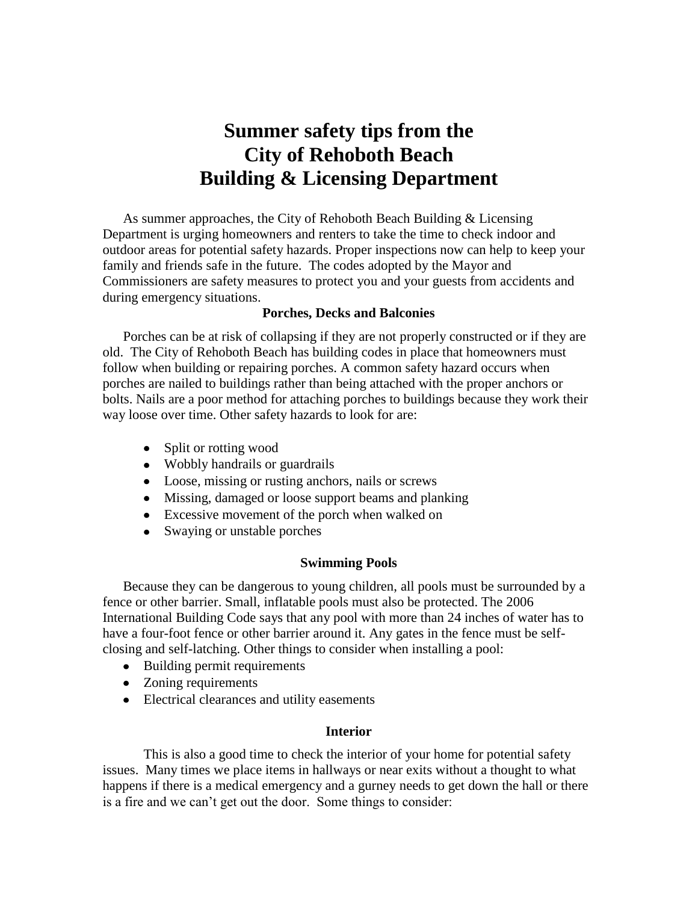# Summer safety tips from the City of Rehoboth Beach Building & Licensing Department

As summer approaches, the City of Rehoboth Beach Building & Licensing Department is urging homeowners and renters to take the time to check indoor and outdoor areas for potential safety hazards. Proper inspections now can help to keep your family and friends safe in the future. The codes adopted by the Mayor and Commissioners are safety measures to protect you and your guests from accidents and during emergency situations.

### Porches, Decks and Balconies

Porches can be at risk of collapsing if they are not properly constructed or if they are old. The City of Rehoboth Beach has building codes in place that homeowners must follow when building or repairing porches. A common safety hazard occurs when porches are nailed to buildings rather than being attached with the proper anchors or bolts. Nails are a poor method for attaching porches to buildings because they work their way loose over time. Other safety hazards to look for are:

- Split or rotting wood
- Wobbly handrails or guardrails
- Loose, missing or rusting anchors, nails or screws
- Missing, damaged or loose support beams and planking
- Excessive movement of the porch when walked on
- Swaying or unstable porches

### Swimming Pools

Because they can be dangerous to young children, all pools must be surrounded by a fence or other barrier. Small, inflatable pools must also be protected. The 2006 International Building Code says that any pool with more than 24 inches of water has to have a four-foot fence or other barrier around it. Any gates in the fence must be self-closing and self-latching. Other things to consider when installing a pool:

- Building permit requirements
- Zoning requirements
- Electrical clearances and utility easements

### Interior

This is also a good time to check the interior of your home for potential safety issues. Many times we place items in hallways or near exits without a thought to what happens if there is a medical emergency and a gurney needs to get down the hall or there is a fire and we can't get out the door. Some things to consider: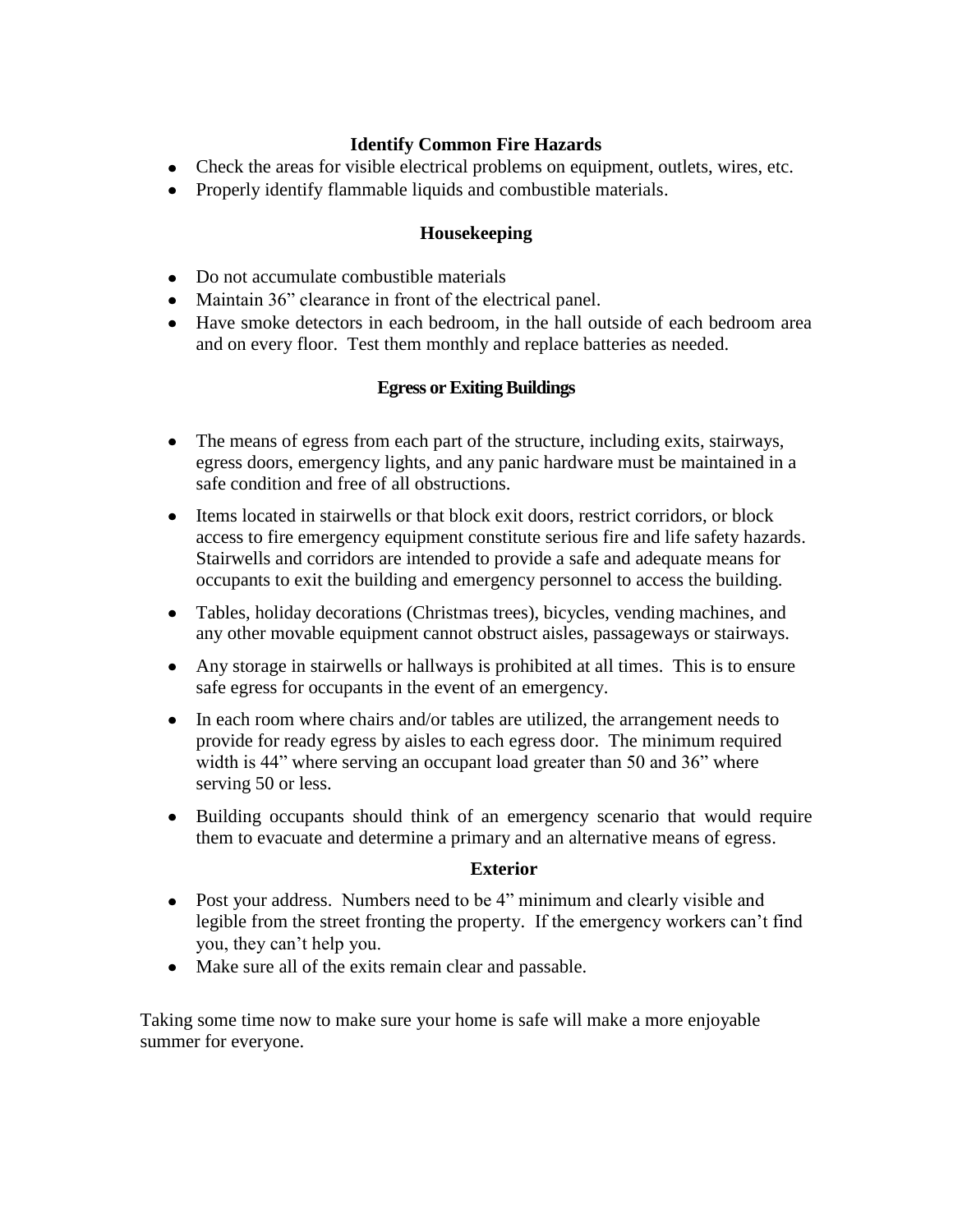## Identify Common Fire Hazards

- Check the areas for visible electrical problems on equipment, outlets, wires, etc.
- Properly identify flammable liquids and combustible materials.

## Housekeeping

- Do not accumulate combustible materials
- Maintain 36" clearance in front of the electrical panel.
- Have smoke detectors in each bedroom, in the hall outside of each bedroom area and on every floor. Test them monthly and replace batteries as needed.

## Egress or Exiting Buildings

- The means of egress from each part of the structure, including exits, stairways, egress doors, emergency lights, and any panic hardware must be maintained in a safe condition and free of all obstructions.
- Items located in stairwells or that block exit doors, restrict corridors, or block access to fire emergency equipment constitute serious fire and life safety hazards. Stairwells and corridors are intended to provide a safe and adequate means for occupants to exit the building and emergency personnel to access the building.
- Tables, holiday decorations (Christmas trees), bicycles, vending machines, and any other movable equipment cannot obstruct aisles, passageways or stairways.
- Any storage in stairwells or hallways is prohibited at all times. This is to ensure safe egress for occupants in the event of an emergency.
- In each room where chairs and/or tables are utilized, the arrangement needs to provide for ready egress by aisles to each egress door. The minimum required width is 44" where serving an occupant load greater than 50 and 36" where serving 50 or less.
- Building occupants should think of an emergency scenario that would require them to evacuate and determine a primary and an alternative means of egress.

## Exterior

- Post your address. Numbers need to be 4" minimum and clearly visible and legible from the street fronting the property. If the emergency workers can't find you, they can't help you.
- Make sure all of the exits remain clear and passable.

Taking some time now to make sure your home is safe will make a more enjoyable summer for everyone.